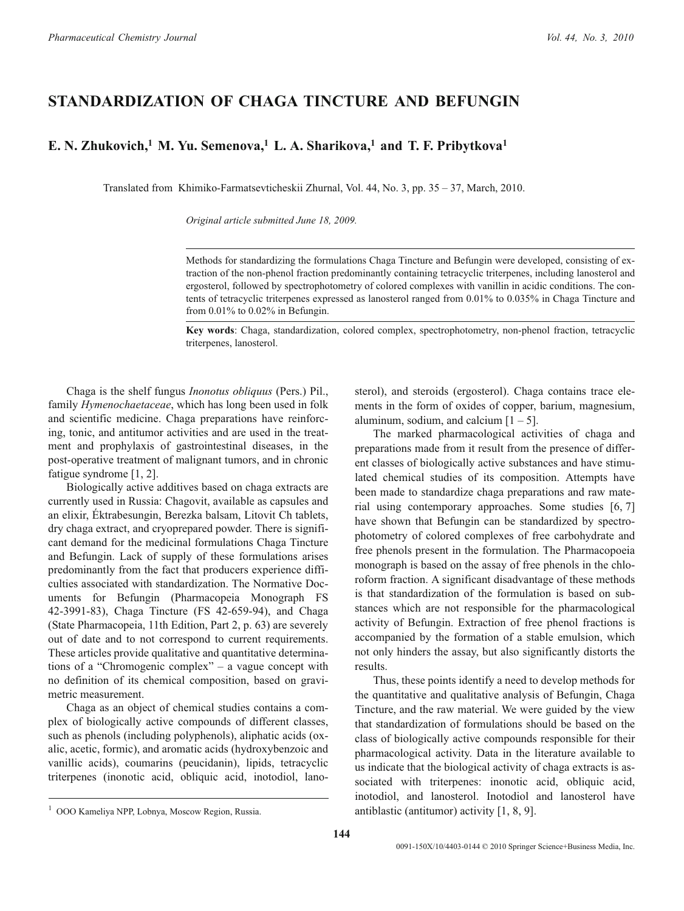# STANDARDIZATION OF CHAGA TINCTURE AND BEFUNGIN

**E. N. Zhukovich,[1] M. Yu. Semenova,[1] L. A. Sharikova,[1] and T. F. Pribytkova[1]**

Translated from Khimiko-Farmatsevticheskii Zhurnal, Vol. 44, No. 3, pp. 35 – 37, March, 2010.

*Original article submitted June 18, 2009.*

Methods for standardizing the formulations Chaga Tincture and Befungin were developed, consisting of extraction of the non-phenol fraction predominantly containing tetracyclic triterpenes, including lanosterol and ergosterol, followed by spectrophotometry of colored complexes with vanillin in acidic conditions. The contents of tetracyclic triterpenes expressed as lanosterol ranged from 0.01% to 0.035% in Chaga Tincture and from 0.01% to 0.02% in Befungin.

**Key words**: Chaga, standardization, colored complex, spectrophotometry, non-phenol fraction, tetracyclic triterpenes, lanosterol.

Chaga is the shelf fungus *Inonotus obliquus* (Pers.) Pil., family *Hymenochaetaceae*, which has long been used in folk and scientific medicine. Chaga preparations have reinforcing, tonic, and antitumor activities and are used in the treatment and prophylaxis of gastrointestinal diseases, in the post-operative treatment of malignant tumors, and in chronic fatigue syndrome [1, 2].

Biologically active additives based on chaga extracts are currently used in Russia: Chagovit, available as capsules and an elixir, Éktrabesungin, Berezka balsam, Litovit Ch tablets, dry chaga extract, and cryoprepared powder. There is significant demand for the medicinal formulations Chaga Tincture and Befungin. Lack of supply of these formulations arises predominantly from the fact that producers experience difficulties associated with standardization. The Normative Documents for Befungin (Pharmacopeia Monograph FS 42-3991-83), Chaga Tincture (FS 42-659-94), and Chaga (State Pharmacopeia, 11th Edition, Part 2, p. 63) are severely out of date and to not correspond to current requirements. These articles provide qualitative and quantitative determinations of a "Chromogenic complex" – a vague concept with no definition of its chemical composition, based on gravimetric measurement.

Chaga as an object of chemical studies contains a complex of biologically active compounds of different classes, such as phenols (including polyphenols), aliphatic acids (oxalic, acetic, formic), and aromatic acids (hydroxybenzoic and vanillic acids), coumarins (peucidanin), lipids, tetracyclic triterpenes (inonotic acid, obliquic acid, inotodiol, lanosterol), and steroids (ergosterol). Chaga contains trace elements in the form of oxides of copper, barium, magnesium, aluminum, sodium, and calcium [1 – 5].

The marked pharmacological activities of chaga and preparations made from it result from the presence of different classes of biologically active substances and have stimulated chemical studies of its composition. Attempts have been made to standardize chaga preparations and raw material using contemporary approaches. Some studies [6, 7] have shown that Befungin can be standardized by spectrophotometry of colored complexes of free carbohydrate and free phenols present in the formulation. The Pharmacopoeia monograph is based on the assay of free phenols in the chloroform fraction. A significant disadvantage of these methods is that standardization of the formulation is based on substances which are not responsible for the pharmacological activity of Befungin. Extraction of free phenol fractions is accompanied by the formation of a stable emulsion, which not only hinders the assay, but also significantly distorts the results.

Thus, these points identify a need to develop methods for the quantitative and qualitative analysis of Befungin, Chaga Tincture, and the raw material. We were guided by the view that standardization of formulations should be based on the class of biologically active compounds responsible for their pharmacological activity. Data in the literature available to us indicate that the biological activity of chaga extracts is associated with triterpenes: inonotic acid, obliquic acid, inotodiol, and lanosterol. Inotodiol and lanosterol have antiblastic (antitumor) activity [1, 8, 9].

[1] OOO Kameliya NPP, Lobnya, Moscow Region, Russia.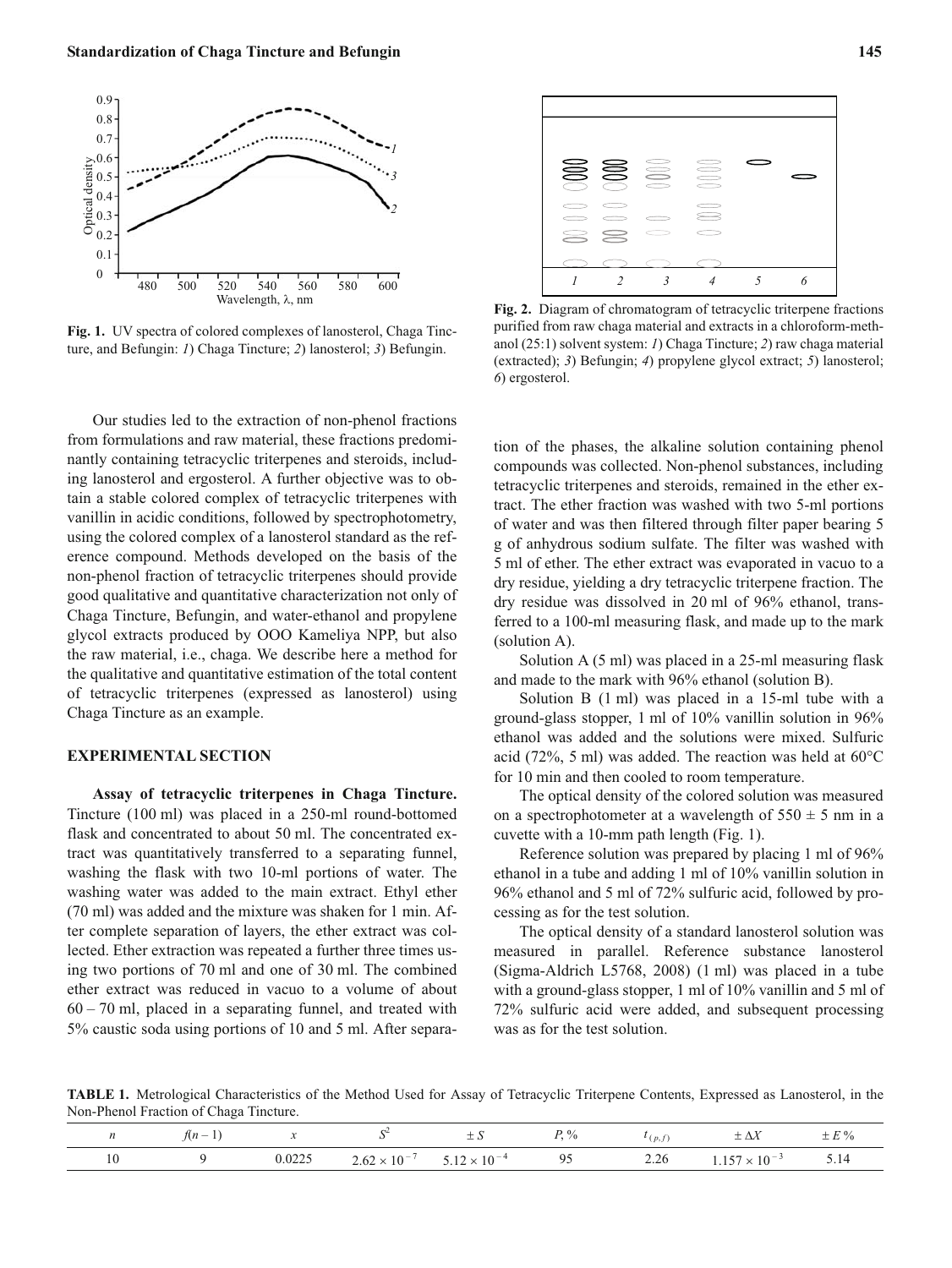**Fig. 1.** UV spectra of colored complexes of lanosterol, Chaga Tincture, and Befungin: *1*) Chaga Tincture; *2*) lanosterol; *3*) Befungin.

**Fig. 2.** Diagram of chromatogram of tetracyclic triterpene fractions purified from raw chaga material and extracts in a chloroform-methanol (25:1) solvent system: *1*) Chaga Tincture; *2*) raw chaga material (extracted); *3*) Befungin; *4*) propylene glycol extract; *5*) lanosterol; *6*) ergosterol.

Our studies led to the extraction of non-phenol fractions from formulations and raw material, these fractions predominantly containing tetracyclic triterpenes and steroids, including lanosterol and ergosterol. A further objective was to obtain a stable colored complex of tetracyclic triterpenes with vanillin in acidic conditions, followed by spectrophotometry, using the colored complex of a lanosterol standard as the reference compound. Methods developed on the basis of the non-phenol fraction of tetracyclic triterpenes should provide good qualitative and quantitative characterization not only of Chaga Tincture, Befungin, and water-ethanol and propylene glycol extracts produced by OOO Kameliya NPP, but also the raw material, i.e., chaga. We describe here a method for the qualitative and quantitative estimation of the total content of tetracyclic triterpenes (expressed as lanosterol) using Chaga Tincture as an example.

## EXPERIMENTAL SECTION

**Assay of tetracyclic triterpenes in Chaga Tincture.** Tincture (100 ml) was placed in a 250-ml round-bottomed flask and concentrated to about 50 ml. The concentrated extract was quantitatively transferred to a separating funnel, washing the flask with two 10-ml portions of water. The washing water was added to the main extract. Ethyl ether (70 ml) was added and the mixture was shaken for 1 min. After complete separation of layers, the ether extract was collected. Ether extraction was repeated a further three times using two portions of 70 ml and one of 30 ml. The combined ether extract was reduced in vacuo to a volume of about 60 – 70 ml, placed in a separating funnel, and treated with 5% caustic soda using portions of 10 and 5 ml. After separation of the phases, the alkaline solution containing phenol compounds was collected. Non-phenol substances, including tetracyclic triterpenes and steroids, remained in the ether extract. The ether fraction was washed with two 5-ml portions of water and was then filtered through filter paper bearing 5 g of anhydrous sodium sulfate. The filter was washed with 5 ml of ether. The ether extract was evaporated in vacuo to a dry residue, yielding a dry tetracyclic triterpene fraction. The dry residue was dissolved in 20 ml of 96% ethanol, transferred to a 100-ml measuring flask, and made up to the mark (solution A).

Solution A (5 ml) was placed in a 25-ml measuring flask and made to the mark with 96% ethanol (solution B).

Solution B (1 ml) was placed in a 15-ml tube with a ground-glass stopper, 1 ml of 10% vanillin solution in 96% ethanol was added and the solutions were mixed. Sulfuric acid (72%, 5 ml) was added. The reaction was held at 60°C for 10 min and then cooled to room temperature.

The optical density of the colored solution was measured on a spectrophotometer at a wavelength of 550 ± 5 nm in a cuvette with a 10-mm path length (Fig. 1).

Reference solution was prepared by placing 1 ml of 96% ethanol in a tube and adding 1 ml of 10% vanillin solution in 96% ethanol and 5 ml of 72% sulfuric acid, followed by processing as for the test solution.

The optical density of a standard lanosterol solution was measured in parallel. Reference substance lanosterol (Sigma-Aldrich L5768, 2008) (1 ml) was placed in a tube with a ground-glass stopper, 1 ml of 10% vanillin and 5 ml of 72% sulfuric acid were added, and subsequent processing was as for the test solution.

**TABLE 1.** Metrological Characteristics of the Method Used for Assay of Tetracyclic Triterpene Contents, Expressed as Lanosterol, in the Non-Phenol Fraction of Chaga Tincture.

| $n$ | $f(n-1)$ | $x$ | $S^2$ | $\pm S$ | $P$, % | $t_{(p,f)}$ | $\pm \Delta X$ | $\pm E$ % |
|---|---|---|---|---|---|---|---|---|
| 10 | 9 | 0.0225 | $2.62 \times 10^{-7}$ | $5.12 \times 10^{-4}$ | 95 | 2.26 | $1.157 \times 10^{-3}$ | 5.14 |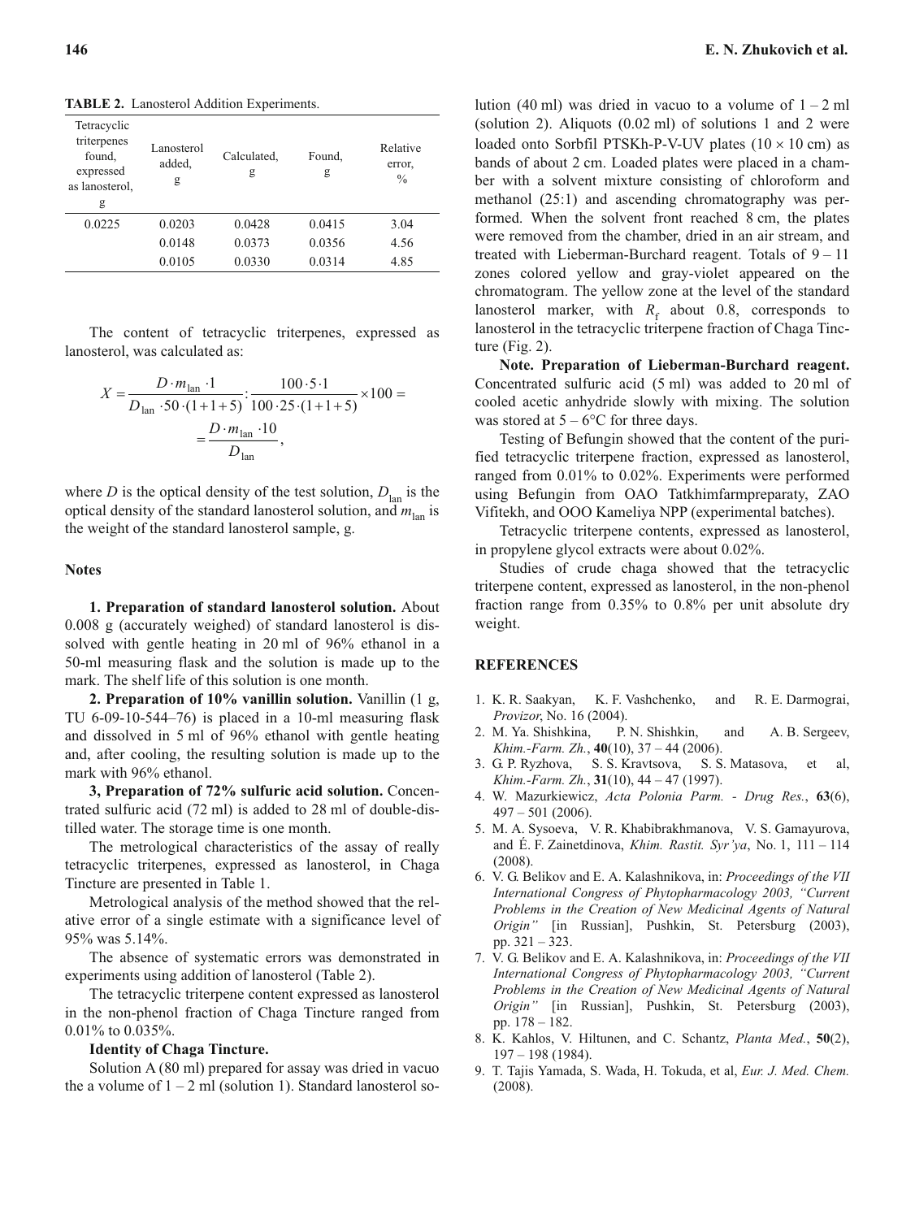**TABLE 2.** Lanosterol Addition Experiments.

| Tetracyclic triterpenes found, expressed as lanosterol, g | Lanosterol added, g | Calculated, g | Found, g | Relative error, % |
|---|---|---|---|---|
| 0.0225 | 0.0203 | 0.0428 | 0.0415 | 3.04 |
| | 0.0148 | 0.0373 | 0.0356 | 4.56 |
| | 0.0105 | 0.0330 | 0.0314 | 4.85 |

The content of tetracyclic triterpenes, expressed as lanosterol, was calculated as:

$$X = \frac{D \cdot m_{\text{lan}} \cdot 1}{D_{\text{lan}} \cdot 50 \cdot (1+1+5)} : \frac{100 \cdot 5 \cdot 1}{100 \cdot 25 \cdot (1+1+5)} \times 100 = \frac{D \cdot m_{\text{lan}} \cdot 10}{D_{\text{lan}}},$$

where $D$ is the optical density of the test solution, $D_{\text{lan}}$ is the optical density of the standard lanosterol solution, and $m_{\text{lan}}$ is the weight of the standard lanosterol sample, g.

## Notes

**1. Preparation of standard lanosterol solution.** About 0.008 g (accurately weighed) of standard lanosterol is dissolved with gentle heating in 20 ml of 96% ethanol in a 50-ml measuring flask and the solution is made up to the mark. The shelf life of this solution is one month.

**2. Preparation of 10% vanillin solution.** Vanillin (1 g, TU 6-09-10-544–76) is placed in a 10-ml measuring flask and dissolved in 5 ml of 96% ethanol with gentle heating and, after cooling, the resulting solution is made up to the mark with 96% ethanol.

**3, Preparation of 72% sulfuric acid solution.** Concentrated sulfuric acid (72 ml) is added to 28 ml of double-distilled water. The storage time is one month.

The metrological characteristics of the assay of really tetracyclic triterpenes, expressed as lanosterol, in Chaga Tincture are presented in Table 1.

Metrological analysis of the method showed that the relative error of a single estimate with a significance level of 95% was 5.14%.

The absence of systematic errors was demonstrated in experiments using addition of lanosterol (Table 2).

The tetracyclic triterpene content expressed as lanosterol in the non-phenol fraction of Chaga Tincture ranged from 0.01% to 0.035%.

**Identity of Chaga Tincture.**

Solution A (80 ml) prepared for assay was dried in vacuo the a volume of 1 – 2 ml (solution 1). Standard lanosterol solution (40 ml) was dried in vacuo to a volume of 1 – 2 ml (solution 2). Aliquots (0.02 ml) of solutions 1 and 2 were loaded onto Sorbfil PTSKh-P-V-UV plates (10 × 10 cm) as bands of about 2 cm. Loaded plates were placed in a chamber with a solvent mixture consisting of chloroform and methanol (25:1) and ascending chromatography was performed. When the solvent front reached 8 cm, the plates were removed from the chamber, dried in an air stream, and treated with Lieberman-Burchard reagent. Totals of 9 – 11 zones colored yellow and gray-violet appeared on the chromatogram. The yellow zone at the level of the standard lanosterol marker, with $R_f$ about 0.8, corresponds to lanosterol in the tetracyclic triterpene fraction of Chaga Tincture (Fig. 2).

**Note. Preparation of Lieberman-Burchard reagent.** Concentrated sulfuric acid (5 ml) was added to 20 ml of cooled acetic anhydride slowly with mixing. The solution was stored at 5 – 6°C for three days.

Testing of Befungin showed that the content of the purified tetracyclic triterpene fraction, expressed as lanosterol, ranged from 0.01% to 0.02%. Experiments were performed using Befungin from OAO Tatkhimfarmpreparaty, ZAO Vifitekh, and OOO Kameliya NPP (experimental batches).

Tetracyclic triterpene contents, expressed as lanosterol, in propylene glycol extracts were about 0.02%.

Studies of crude chaga showed that the tetracyclic triterpene content, expressed as lanosterol, in the non-phenol fraction range from 0.35% to 0.8% per unit absolute dry weight.

## REFERENCES

1. K. R. Saakyan, K. F. Vashchenko, and R. E. Darmograi, *Provizor*, No. 16 (2004).
2. M. Ya. Shishkina, P. N. Shishkin, and A. B. Sergeev, *Khim.-Farm. Zh.*, **40**(10), 37 – 44 (2006).
3. G. P. Ryzhova, S. S. Kravtsova, S. S. Matasova, et al, *Khim.-Farm. Zh.*, **31**(10), 44 – 47 (1997).
4. W. Mazurkiewicz, *Acta Polonia Parm. - Drug Res.*, **63**(6), 497 – 501 (2006).
5. M. A. Sysoeva, V. R. Khabibrakhmanova, V. S. Gamayurova, and É. F. Zainetdinova, *Khim. Rastit. Syr'ya*, No. 1, 111 – 114 (2008).
6. V. G. Belikov and E. A. Kalashnikova, in: *Proceedings of the VII International Congress of Phytopharmacology 2003, "Current Problems in the Creation of New Medicinal Agents of Natural Origin"* [in Russian], Pushkin, St. Petersburg (2003), pp. 321 – 323.
7. V. G. Belikov and E. A. Kalashnikova, in: *Proceedings of the VII International Congress of Phytopharmacology 2003, "Current Problems in the Creation of New Medicinal Agents of Natural Origin"* [in Russian], Pushkin, St. Petersburg (2003), pp. 178 – 182.
8. K. Kahlos, V. Hiltunen, and C. Schantz, *Planta Med.*, **50**(2), 197 – 198 (1984).
9. T. Tajis Yamada, S. Wada, H. Tokuda, et al, *Eur. J. Med. Chem.* (2008).